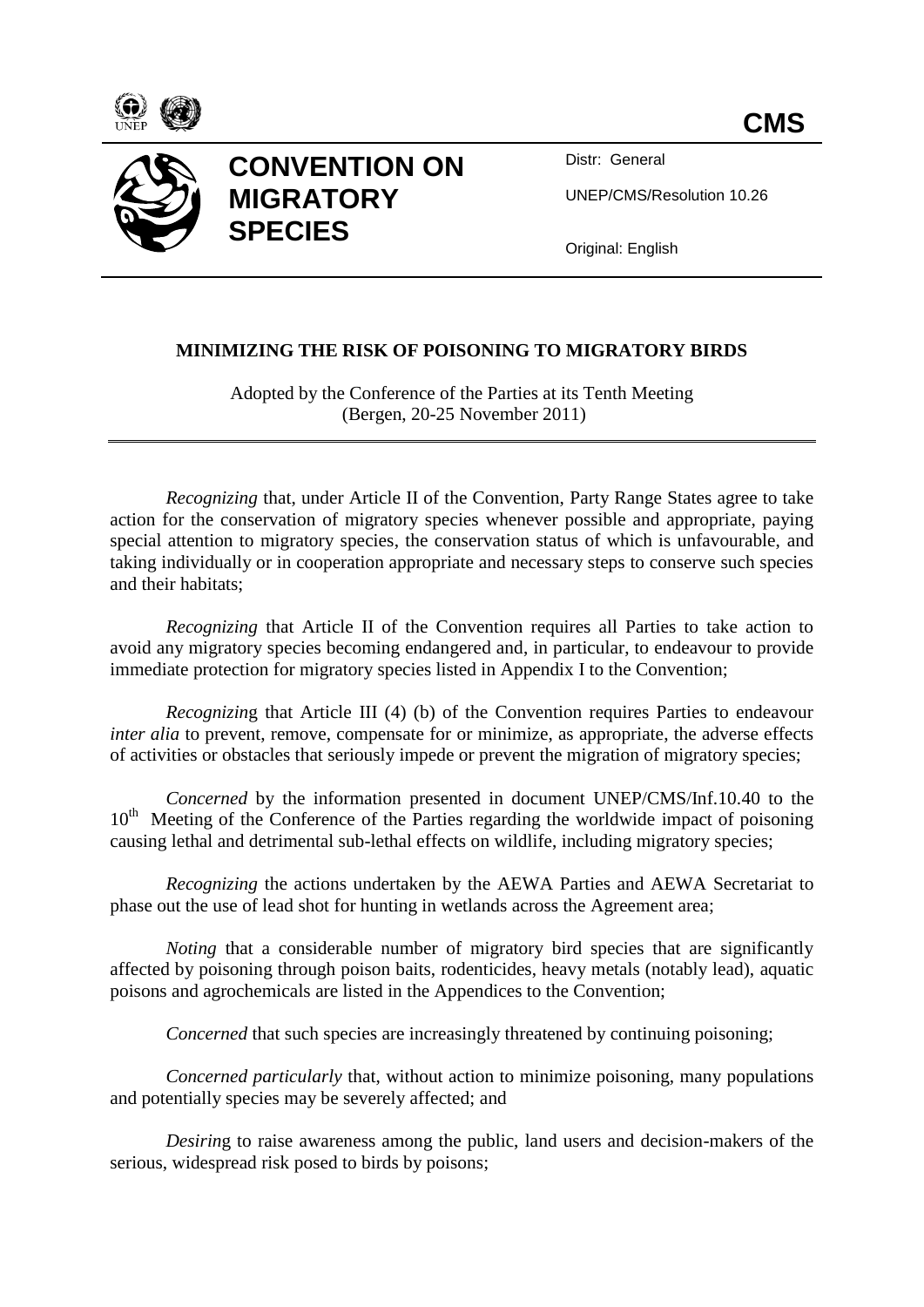**CMS**

# CONVENTION ON MIGRATORY SPECIES

Distr: General

UNEP/CMS/Resolution 10.26

Original: English

## MINIMIZING THE RISK OF POISONING TO MIGRATORY BIRDS

Adopted by the Conference of the Parties at its Tenth Meeting (Bergen, 20-25 November 2011)

*Recognizing* that, under Article II of the Convention, Party Range States agree to take action for the conservation of migratory species whenever possible and appropriate, paying special attention to migratory species, the conservation status of which is unfavourable, and taking individually or in cooperation appropriate and necessary steps to conserve such species and their habitats;

*Recognizing* that Article II of the Convention requires all Parties to take action to avoid any migratory species becoming endangered and, in particular, to endeavour to provide immediate protection for migratory species listed in Appendix I to the Convention;

*Recognizing* that Article III (4) (b) of the Convention requires Parties to endeavour *inter alia* to prevent, remove, compensate for or minimize, as appropriate, the adverse effects of activities or obstacles that seriously impede or prevent the migration of migratory species;

*Concerned* by the information presented in document UNEP/CMS/Inf.10.40 to the 10th Meeting of the Conference of the Parties regarding the worldwide impact of poisoning causing lethal and detrimental sub-lethal effects on wildlife, including migratory species;

*Recognizing* the actions undertaken by the AEWA Parties and AEWA Secretariat to phase out the use of lead shot for hunting in wetlands across the Agreement area;

*Noting* that a considerable number of migratory bird species that are significantly affected by poisoning through poison baits, rodenticides, heavy metals (notably lead), aquatic poisons and agrochemicals are listed in the Appendices to the Convention;

*Concerned* that such species are increasingly threatened by continuing poisoning;

*Concerned particularly* that, without action to minimize poisoning, many populations and potentially species may be severely affected; and

*Desiring* to raise awareness among the public, land users and decision-makers of the serious, widespread risk posed to birds by poisons;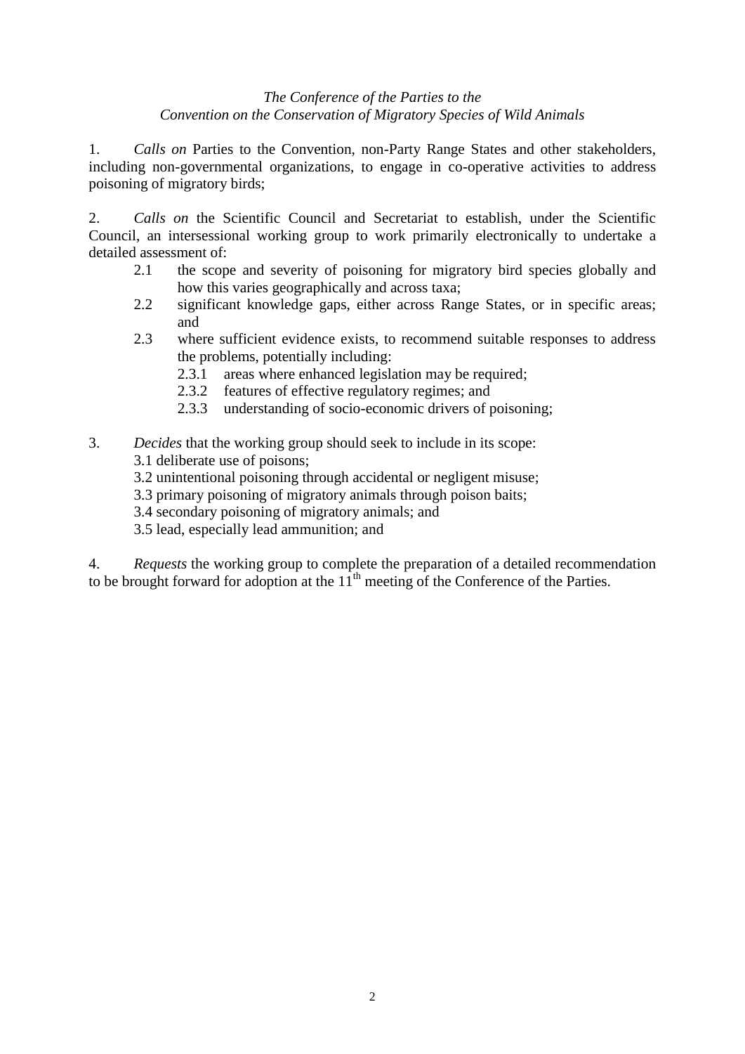*The Conference of the Parties to the*
*Convention on the Conservation of Migratory Species of Wild Animals*

1. *Calls on* Parties to the Convention, non-Party Range States and other stakeholders, including non-governmental organizations, to engage in co-operative activities to address poisoning of migratory birds;

2. *Calls on* the Scientific Council and Secretariat to establish, under the Scientific Council, an intersessional working group to work primarily electronically to undertake a detailed assessment of:

   2.1 the scope and severity of poisoning for migratory bird species globally and how this varies geographically and across taxa;

   2.2 significant knowledge gaps, either across Range States, or in specific areas; and

   2.3 where sufficient evidence exists, to recommend suitable responses to address the problems, potentially including:

      2.3.1 areas where enhanced legislation may be required;

      2.3.2 features of effective regulatory regimes; and

      2.3.3 understanding of socio-economic drivers of poisoning;

3. *Decides* that the working group should seek to include in its scope:

   3.1 deliberate use of poisons;

   3.2 unintentional poisoning through accidental or negligent misuse;

   3.3 primary poisoning of migratory animals through poison baits;

   3.4 secondary poisoning of migratory animals; and

   3.5 lead, especially lead ammunition; and

4. *Requests* the working group to complete the preparation of a detailed recommendation to be brought forward for adoption at the 11th meeting of the Conference of the Parties.